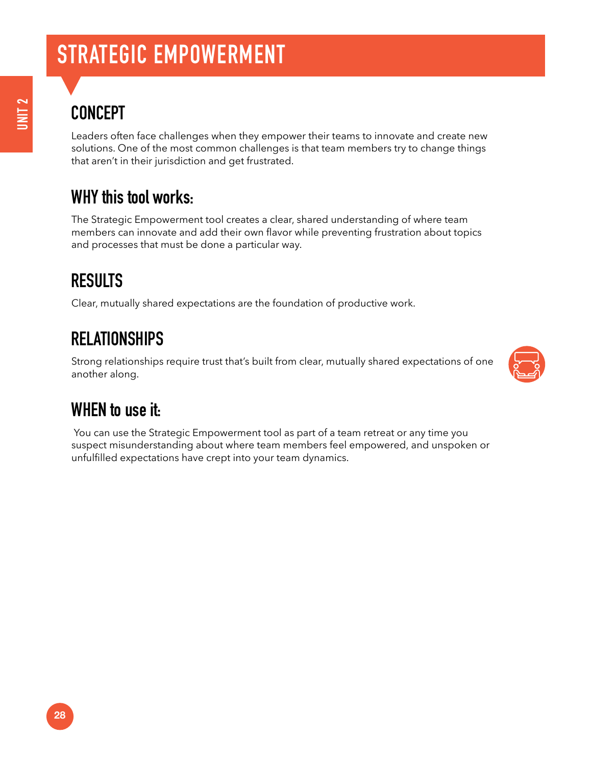# STRATEGIC EMPOWERMENT

## CONCEPT

Leaders often face challenges when they empower their teams to innovate and create new solutions. One of the most common challenges is that team members try to change things that aren't in their jurisdiction and get frustrated.

## WHY this tool works:

The Strategic Empowerment tool creates a clear, shared understanding of where team members can innovate and add their own flavor while preventing frustration about topics and processes that must be done a particular way.

## RESULTS

Clear, mutually shared expectations are the foundation of productive work.

## RELATIONSHIPS

Strong relationships require trust that's built from clear, mutually shared expectations of one another along.

## WHEN to use it:

You can use the Strategic Empowerment tool as part of a team retreat or any time you suspect misunderstanding about where team members feel empowered, and unspoken or unfulfilled expectations have crept into your team dynamics.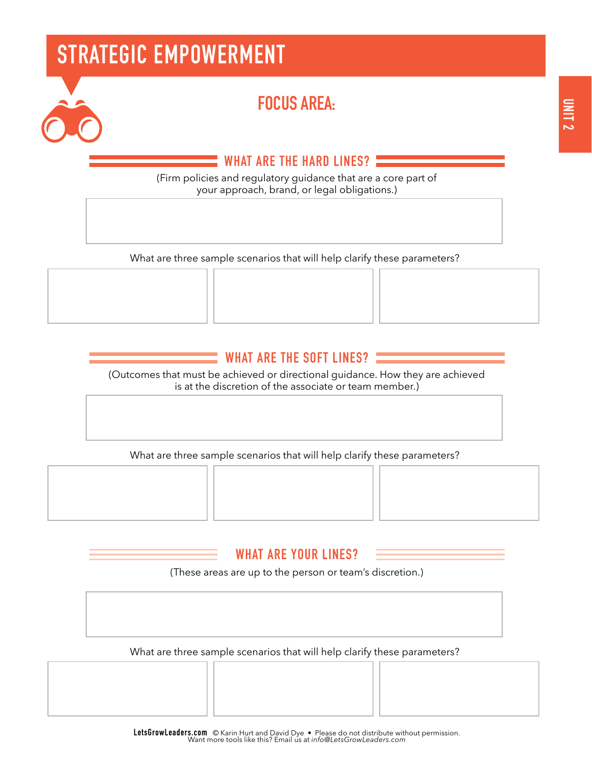# STRATEGIC EMPOWERMENT

UNIT 2

## FOCUS AREA:

### WHAT ARE THE HARD LINES?

(Firm policies and regulatory guidance that are a core part of your approach, brand, or legal obligations.)

What are three sample scenarios that will help clarify these parameters?

### WHAT ARE THE SOFT LINES?

(Outcomes that must be achieved or directional guidance. How they are achieved is at the discretion of the associate or team member.)

What are three sample scenarios that will help clarify these parameters?

### WHAT ARE YOUR LINES?

(These areas are up to the person or team's discretion.)

What are three sample scenarios that will help clarify these parameters?

**LetsGrowLeaders.com** © Karin Hurt and David Dye • Please do not distribute without permission.
Want more tools like this? Email us at *info@LetsGrowLeaders.com*